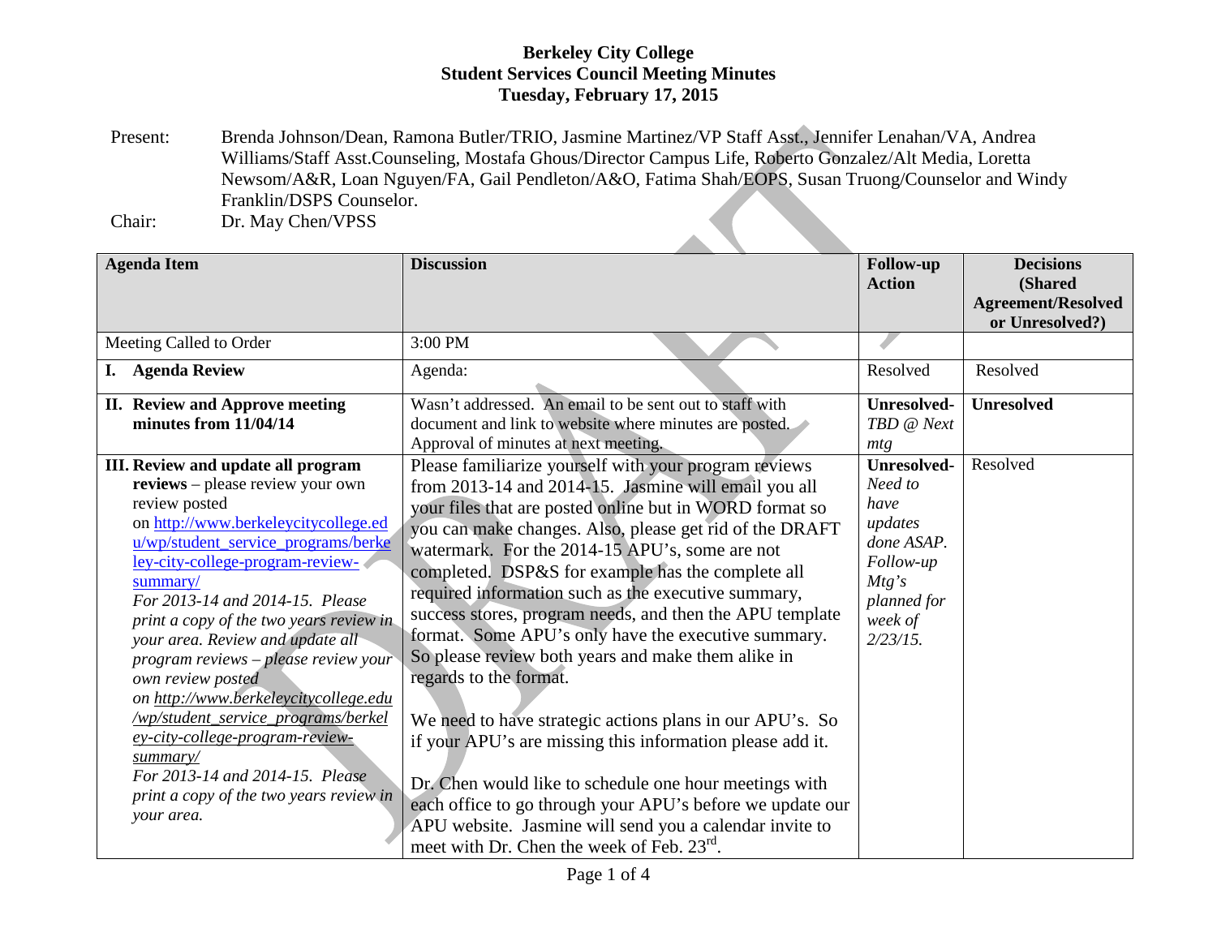**Berkeley City College**
**Student Services Council Meeting Minutes**
**Tuesday, February 17, 2015**

Present: Brenda Johnson/Dean, Ramona Butler/TRIO, Jasmine Martinez/VP Staff Asst., Jennifer Lenahan/VA, Andrea Williams/Staff Asst.Counseling, Mostafa Ghous/Director Campus Life, Roberto Gonzalez/Alt Media, Loretta Newsom/A&R, Loan Nguyen/FA, Gail Pendleton/A&O, Fatima Shah/EOPS, Susan Truong/Counselor and Windy Franklin/DSPS Counselor.

Chair: Dr. May Chen/VPSS

| Agenda Item | Discussion | Follow-up Action | Decisions (Shared Agreement/Resolved or Unresolved?) |
|---|---|---|---|
| Meeting Called to Order | 3:00 PM | | |
| **I. Agenda Review** | Agenda: | Resolved | Resolved |
| **II. Review and Approve meeting minutes from 11/04/14** | Wasn't addressed. An email to be sent out to staff with document and link to website where minutes are posted. Approval of minutes at next meeting. | **Unresolved-** *TBD @ Next mtg* | **Unresolved** |
| **III. Review and update all program reviews** – please review your own review posted on http://www.berkeleycitycollege.edu/wp/student_service_programs/berkeley-city-college-program-review-summary/ *For 2013-14 and 2014-15. Please print a copy of the two years review in your area. Review and update all program reviews – please review your own review posted on http://www.berkeleycitycollege.edu/wp/student_service_programs/berkeley-city-college-program-review-summary/ For 2013-14 and 2014-15. Please print a copy of the two years review in your area.* | Please familiarize yourself with your program reviews from 2013-14 and 2014-15. Jasmine will email you all your files that are posted online but in WORD format so you can make changes. Also, please get rid of the DRAFT watermark. For the 2014-15 APU's, some are not completed. DSP&S for example has the complete all required information such as the executive summary, success stores, program needs, and then the APU template format. Some APU's only have the executive summary. So please review both years and make them alike in regards to the format.<br><br>We need to have strategic actions plans in our APU's. So if your APU's are missing this information please add it.<br><br>Dr. Chen would like to schedule one hour meetings with each office to go through your APU's before we update our APU website. Jasmine will send you a calendar invite to meet with Dr. Chen the week of Feb. 23rd. | **Unresolved-** *Need to have updates done ASAP. Follow-up Mtg's planned for week of 2/23/15.* | Resolved |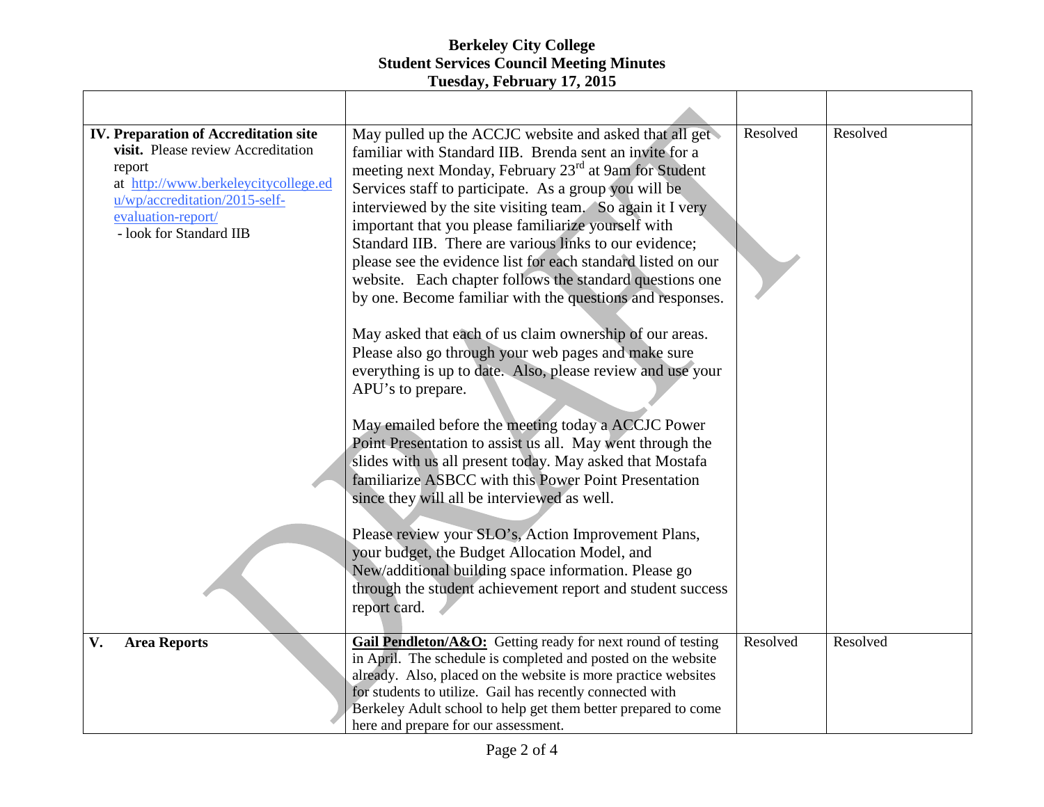# Berkeley City College
## Student Services Council Meeting Minutes
### Tuesday, February 17, 2015

| | | | |
|---|---|---|---|
| **IV. Preparation of Accreditation site visit.** Please review Accreditation report at http://www.berkeleycitycollege.edu/wp/accreditation/2015-self-evaluation-report/ - look for Standard IIB | May pulled up the ACCJC website and asked that all get familiar with Standard IIB. Brenda sent an invite for a meeting next Monday, February 23rd at 9am for Student Services staff to participate. As a group you will be interviewed by the site visiting team. So again it I very important that you please familiarize yourself with Standard IIB. There are various links to our evidence; please see the evidence list for each standard listed on our website. Each chapter follows the standard questions one by one. Become familiar with the questions and responses.<br><br>May asked that each of us claim ownership of our areas. Please also go through your web pages and make sure everything is up to date. Also, please review and use your APU's to prepare.<br><br>May emailed before the meeting today a ACCJC Power Point Presentation to assist us all. May went through the slides with us all present today. May asked that Mostafa familiarize ASBCC with this Power Point Presentation since they will all be interviewed as well.<br><br>Please review your SLO's, Action Improvement Plans, your budget, the Budget Allocation Model, and New/additional building space information. Please go through the student achievement report and student success report card. | Resolved | Resolved |
| **V. Area Reports** | **Gail Pendleton/A&O:** Getting ready for next round of testing in April. The schedule is completed and posted on the website already. Also, placed on the website is more practice websites for students to utilize. Gail has recently connected with Berkeley Adult school to help get them better prepared to come here and prepare for our assessment. | Resolved | Resolved |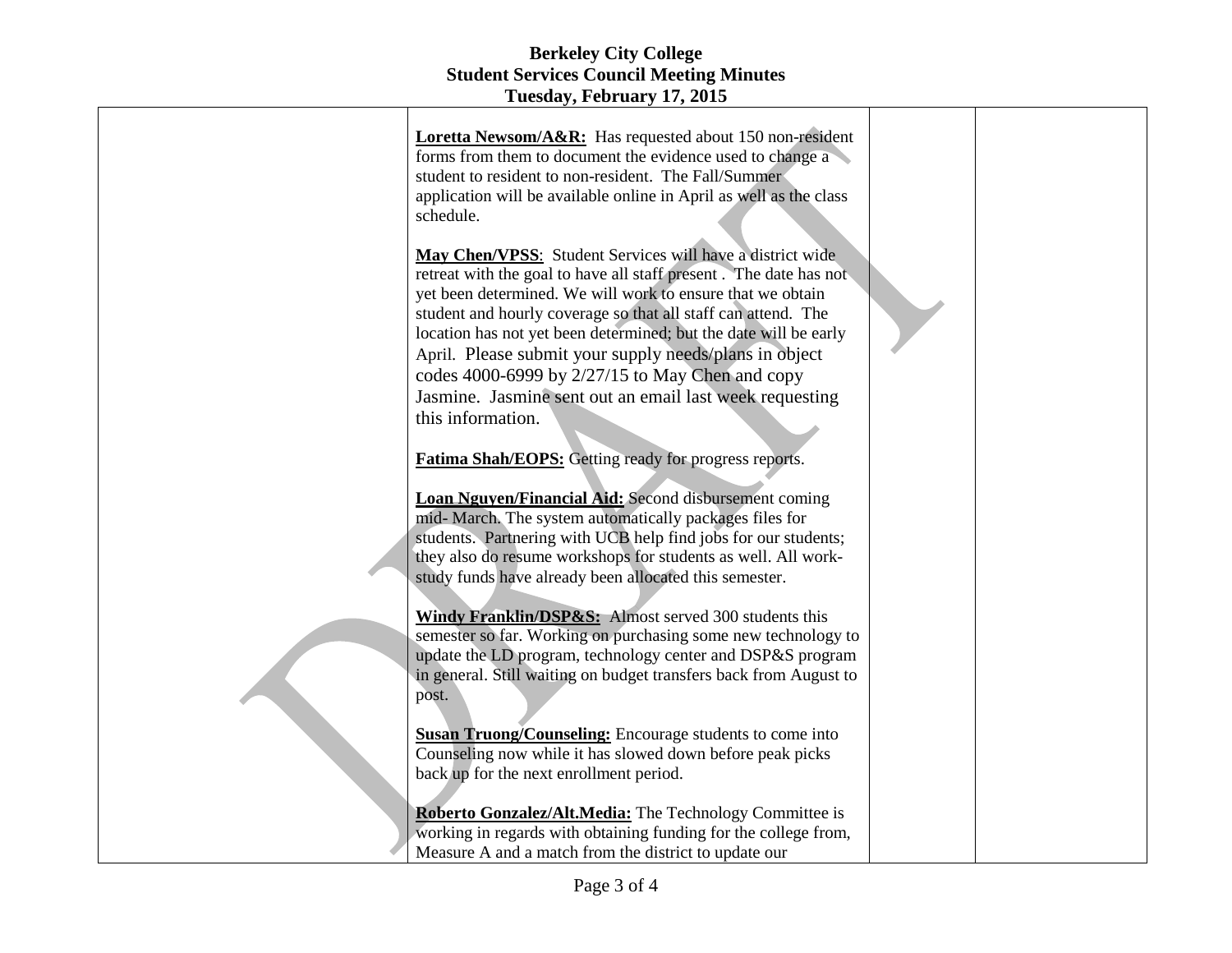# Berkeley City College
## Student Services Council Meeting Minutes
### Tuesday, February 17, 2015

| | | | |
|---|---|---|---|
| | **Loretta Newsom/A&R:** Has requested about 150 non-resident forms from them to document the evidence used to change a student to resident to non-resident. The Fall/Summer application will be available online in April as well as the class schedule.<br><br>**May Chen/VPSS**: Student Services will have a district wide retreat with the goal to have all staff present . The date has not yet been determined. We will work to ensure that we obtain student and hourly coverage so that all staff can attend. The location has not yet been determined; but the date will be early April. Please submit your supply needs/plans in object codes 4000-6999 by 2/27/15 to May Chen and copy Jasmine. Jasmine sent out an email last week requesting this information.<br><br>**Fatima Shah/EOPS:** Getting ready for progress reports.<br><br>**Loan Nguyen/Financial Aid:** Second disbursement coming mid- March. The system automatically packages files for students. Partnering with UCB help find jobs for our students; they also do resume workshops for students as well. All work-study funds have already been allocated this semester.<br><br>**Windy Franklin/DSP&S:** Almost served 300 students this semester so far. Working on purchasing some new technology to update the LD program, technology center and DSP&S program in general. Still waiting on budget transfers back from August to post.<br><br>**Susan Truong/Counseling:** Encourage students to come into Counseling now while it has slowed down before peak picks back up for the next enrollment period.<br><br>**Roberto Gonzalez/Alt.Media:** The Technology Committee is working in regards with obtaining funding for the college from, Measure A and a match from the district to update our | | |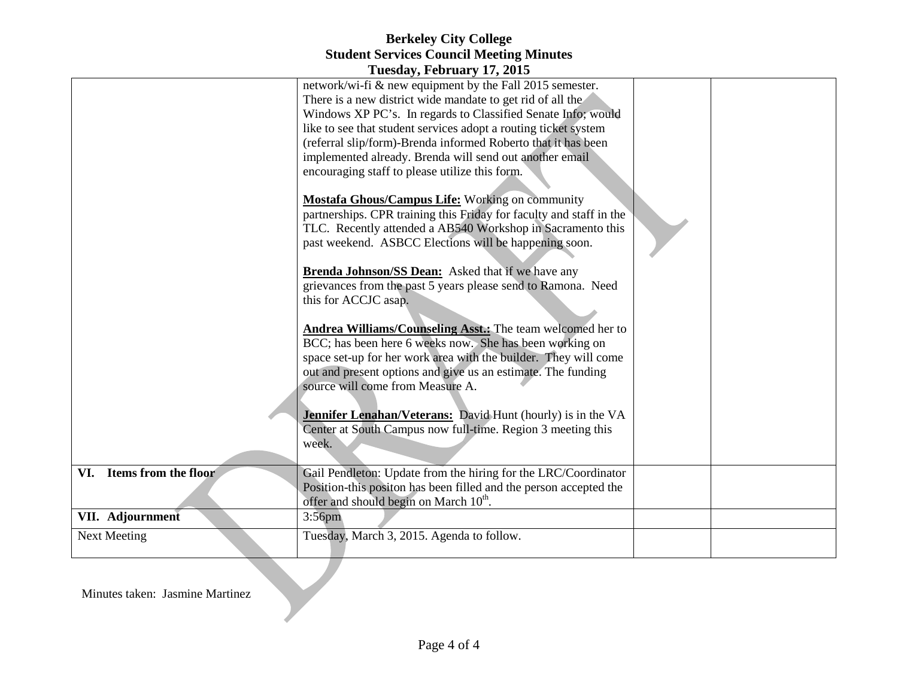| | | | |
|---|---|---|---|
| | network/wi-fi & new equipment by the Fall 2015 semester. There is a new district wide mandate to get rid of all the Windows XP PC's. In regards to Classified Senate Info; would like to see that student services adopt a routing ticket system (referral slip/form)-Brenda informed Roberto that it has been implemented already. Brenda will send out another email encouraging staff to please utilize this form.<br><br>**Mostafa Ghous/Campus Life:** Working on community partnerships. CPR training this Friday for faculty and staff in the TLC. Recently attended a AB540 Workshop in Sacramento this past weekend. ASBCC Elections will be happening soon.<br><br>**Brenda Johnson/SS Dean:** Asked that if we have any grievances from the past 5 years please send to Ramona. Need this for ACCJC asap.<br><br>**Andrea Williams/Counseling Asst.:** The team welcomed her to BCC; has been here 6 weeks now. She has been working on space set-up for her work area with the builder. They will come out and present options and give us an estimate. The funding source will come from Measure A.<br><br>**Jennifer Lenahan/Veterans:** David Hunt (hourly) is in the VA Center at South Campus now full-time. Region 3 meeting this week. | | |
| **VI. Items from the floor** | Gail Pendleton: Update from the hiring for the LRC/Coordinator Position-this positon has been filled and the person accepted the offer and should begin on March 10th. | | |
| **VII. Adjournment** | 3:56pm | | |
| Next Meeting | Tuesday, March 3, 2015. Agenda to follow. | | |

Minutes taken: Jasmine Martinez